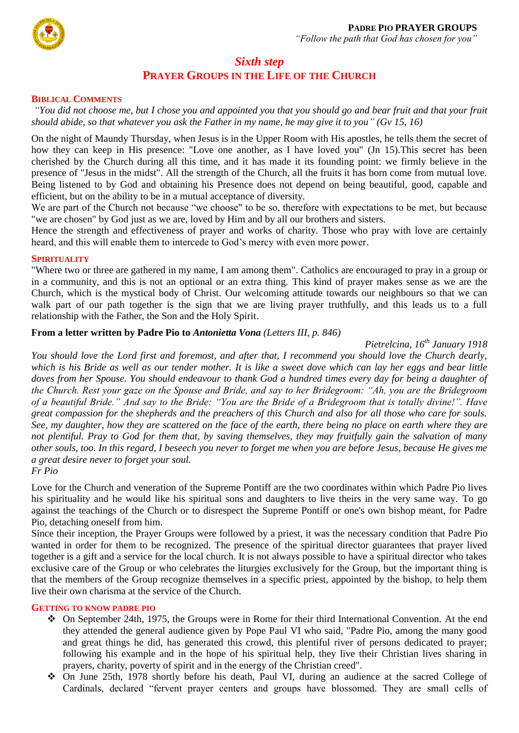**PADRE PIO PRAYER GROUPS**
*"Follow the path that God has chosen for you"*

# *Sixth step*
# PRAYER GROUPS IN THE LIFE OF THE CHURCH

## BIBLICAL COMMENTS

*"You did not choose me, but I chose you and appointed you that you should go and bear fruit and that your fruit should abide, so that whatever you ask the Father in my name, he may give it to you" (Gv 15, 16)*

On the night of Maundy Thursday, when Jesus is in the Upper Room with His apostles, he tells them the secret of how they can keep in His presence: "Love one another, as I have loved you" (Jn 15).This secret has been cherished by the Church during all this time, and it has made it its founding point: we firmly believe in the presence of "Jesus in the midst". All the strength of the Church, all the fruits it has born come from mutual love. Being listened to by God and obtaining his Presence does not depend on being beautiful, good, capable and efficient, but on the ability to be in a mutual acceptance of diversity.
We are part of the Church not because "we choose" to be so, therefore with expectations to be met, but because "we are chosen" by God just as we are, loved by Him and by all our brothers and sisters.
Hence the strength and effectiveness of prayer and works of charity. Those who pray with love are certainly heard, and this will enable them to intercede to God's mercy with even more power.

## SPIRITUALITY

"Where two or three are gathered in my name, I am among them". Catholics are encouraged to pray in a group or in a community, and this is not an optional or an extra thing. This kind of prayer makes sense as we are the Church, which is the mystical body of Christ. Our welcoming attitude towards our neighbours so that we can walk part of our path together is the sign that we are living prayer truthfully, and this leads us to a full relationship with the Father, the Son and the Holy Spirit.

**From a letter written by Padre Pio to *Antonietta Vona*** *(Letters III, p. 846)*

*Pietrelcina, 16th January 1918*

*You should love the Lord first and foremost, and after that, I recommend you should love the Church dearly, which is his Bride as well as our tender mother. It is like a sweet dove which can lay her eggs and bear little doves from her Spouse. You should endeavour to thank God a hundred times every day for being a daughter of the Church. Rest your gaze on the Spouse and Bride, and say to her Bridegroom: "Ah, you are the Bridegroom of a beautiful Bride." And say to the Bride: "You are the Bride of a Bridegroom that is totally divine!". Have great compassion for the shepherds and the preachers of this Church and also for all those who care for souls. See, my daughter, how they are scattered on the face of the earth, there being no place on earth where they are not plentiful. Pray to God for them that, by saving themselves, they may fruitfully gain the salvation of many other souls, too. In this regard, I beseech you never to forget me when you are before Jesus, because He gives me a great desire never to forget your soul.*
*Fr Pio*

Love for the Church and veneration of the Supreme Pontiff are the two coordinates within which Padre Pio lives his spirituality and he would like his spiritual sons and daughters to live theirs in the very same way. To go against the teachings of the Church or to disrespect the Supreme Pontiff or one's own bishop meant, for Padre Pio, detaching oneself from him.
Since their inception, the Prayer Groups were followed by a priest, it was the necessary condition that Padre Pio wanted in order for them to be recognized. The presence of the spiritual director guarantees that prayer lived together is a gift and a service for the local church. It is not always possible to have a spiritual director who takes exclusive care of the Group or who celebrates the liturgies exclusively for the Group, but the important thing is that the members of the Group recognize themselves in a specific priest, appointed by the bishop, to help them live their own charisma at the service of the Church.

## GETTING TO KNOW PADRE PIO

- On September 24th, 1975, the Groups were in Rome for their third International Convention. At the end they attended the general audience given by Pope Paul VI who said, "Padre Pio, among the many good and great things he did, has generated this crowd, this plentiful river of persons dedicated to prayer; following his example and in the hope of his spiritual help, they live their Christian lives sharing in prayers, charity, poverty of spirit and in the energy of the Christian creed".
- On June 25th, 1978 shortly before his death, Paul VI, during an audience at the sacred College of Cardinals, declared "fervent prayer centers and groups have blossomed. They are small cells of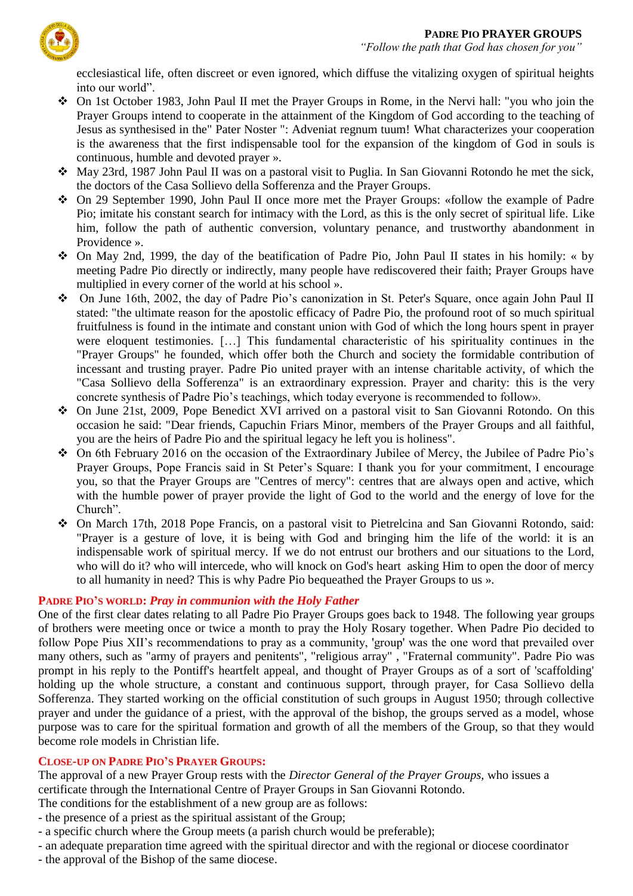ecclesiastical life, often discreet or even ignored, which diffuse the vitalizing oxygen of spiritual heights into our world".

- On 1st October 1983, John Paul II met the Prayer Groups in Rome, in the Nervi hall: "you who join the Prayer Groups intend to cooperate in the attainment of the Kingdom of God according to the teaching of Jesus as synthesised in the" Pater Noster ": Adveniat regnum tuum! What characterizes your cooperation is the awareness that the first indispensable tool for the expansion of the kingdom of God in souls is continuous, humble and devoted prayer ».
- May 23rd, 1987 John Paul II was on a pastoral visit to Puglia. In San Giovanni Rotondo he met the sick, the doctors of the Casa Sollievo della Sofferenza and the Prayer Groups.
- On 29 September 1990, John Paul II once more met the Prayer Groups: «follow the example of Padre Pio; imitate his constant search for intimacy with the Lord, as this is the only secret of spiritual life. Like him, follow the path of authentic conversion, voluntary penance, and trustworthy abandonment in Providence ».
- On May 2nd, 1999, the day of the beatification of Padre Pio, John Paul II states in his homily: « by meeting Padre Pio directly or indirectly, many people have rediscovered their faith; Prayer Groups have multiplied in every corner of the world at his school ».
- On June 16th, 2002, the day of Padre Pio's canonization in St. Peter's Square, once again John Paul II stated: "the ultimate reason for the apostolic efficacy of Padre Pio, the profound root of so much spiritual fruitfulness is found in the intimate and constant union with God of which the long hours spent in prayer were eloquent testimonies. […] This fundamental characteristic of his spirituality continues in the "Prayer Groups" he founded, which offer both the Church and society the formidable contribution of incessant and trusting prayer. Padre Pio united prayer with an intense charitable activity, of which the "Casa Sollievo della Sofferenza" is an extraordinary expression. Prayer and charity: this is the very concrete synthesis of Padre Pio's teachings, which today everyone is recommended to follow».
- On June 21st, 2009, Pope Benedict XVI arrived on a pastoral visit to San Giovanni Rotondo. On this occasion he said: "Dear friends, Capuchin Friars Minor, members of the Prayer Groups and all faithful, you are the heirs of Padre Pio and the spiritual legacy he left you is holiness".
- On 6th February 2016 on the occasion of the Extraordinary Jubilee of Mercy, the Jubilee of Padre Pio's Prayer Groups, Pope Francis said in St Peter's Square: I thank you for your commitment, I encourage you, so that the Prayer Groups are "Centres of mercy": centres that are always open and active, which with the humble power of prayer provide the light of God to the world and the energy of love for the Church".
- On March 17th, 2018 Pope Francis, on a pastoral visit to Pietrelcina and San Giovanni Rotondo, said: "Prayer is a gesture of love, it is being with God and bringing him the life of the world: it is an indispensable work of spiritual mercy. If we do not entrust our brothers and our situations to the Lord, who will do it? who will intercede, who will knock on God's heart asking Him to open the door of mercy to all humanity in need? This is why Padre Pio bequeathed the Prayer Groups to us ».

## PADRE PIO'S WORLD: *Pray in communion with the Holy Father*

One of the first clear dates relating to all Padre Pio Prayer Groups goes back to 1948. The following year groups of brothers were meeting once or twice a month to pray the Holy Rosary together. When Padre Pio decided to follow Pope Pius XII's recommendations to pray as a community, 'group' was the one word that prevailed over many others, such as "army of prayers and penitents", "religious array" , "Fraternal community". Padre Pio was prompt in his reply to the Pontiff's heartfelt appeal, and thought of Prayer Groups as of a sort of 'scaffolding' holding up the whole structure, a constant and continuous support, through prayer, for Casa Sollievo della Sofferenza. They started working on the official constitution of such groups in August 1950; through collective prayer and under the guidance of a priest, with the approval of the bishop, the groups served as a model, whose purpose was to care for the spiritual formation and growth of all the members of the Group, so that they would become role models in Christian life.

## CLOSE-UP ON PADRE PIO'S PRAYER GROUPS:

The approval of a new Prayer Group rests with the *Director General of the Prayer Groups,* who issues a certificate through the International Centre of Prayer Groups in San Giovanni Rotondo.

The conditions for the establishment of a new group are as follows:

- the presence of a priest as the spiritual assistant of the Group;
- a specific church where the Group meets (a parish church would be preferable);
- an adequate preparation time agreed with the spiritual director and with the regional or diocese coordinator
- the approval of the Bishop of the same diocese.